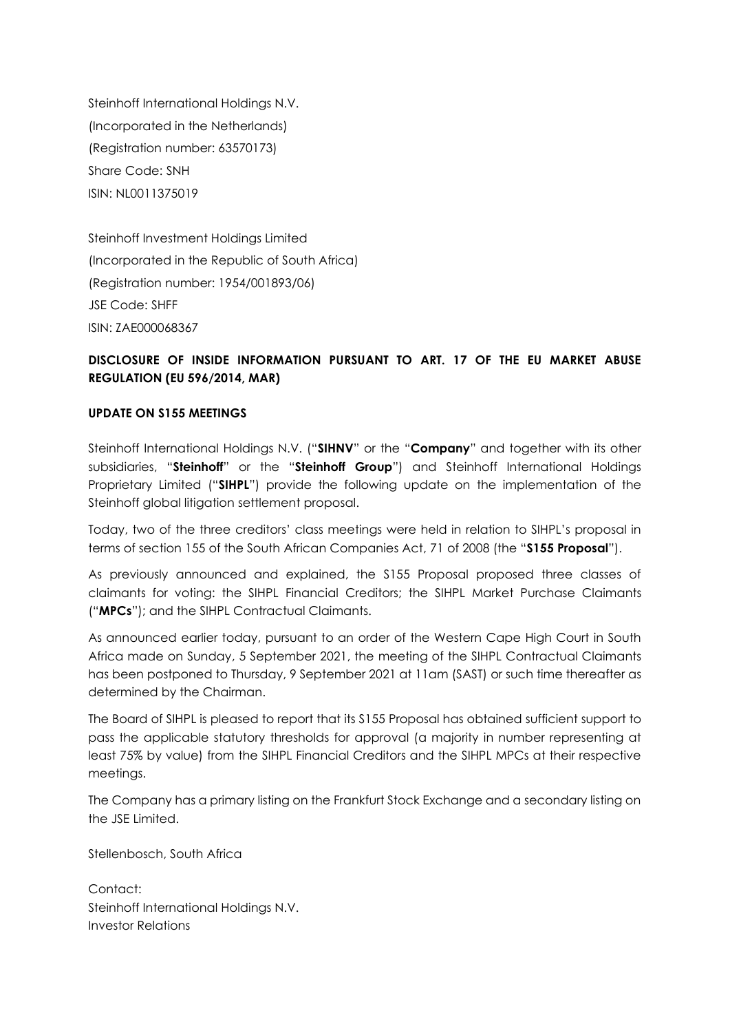Steinhoff International Holdings N.V.
(Incorporated in the Netherlands)
(Registration number: 63570173)
Share Code: SNH
ISIN: NL0011375019

Steinhoff Investment Holdings Limited
(Incorporated in the Republic of South Africa)
(Registration number: 1954/001893/06)
JSE Code: SHFF
ISIN: ZAE000068367

**DISCLOSURE OF INSIDE INFORMATION PURSUANT TO ART. 17 OF THE EU MARKET ABUSE REGULATION (EU 596/2014, MAR)**

**UPDATE ON S155 MEETINGS**

Steinhoff International Holdings N.V. ("**SIHNV**" or the "**Company**" and together with its other subsidiaries, "**Steinhoff**" or the "**Steinhoff Group**") and Steinhoff International Holdings Proprietary Limited ("**SIHPL**") provide the following update on the implementation of the Steinhoff global litigation settlement proposal.

Today, two of the three creditors' class meetings were held in relation to SIHPL's proposal in terms of section 155 of the South African Companies Act, 71 of 2008 (the "**S155 Proposal**").

As previously announced and explained, the S155 Proposal proposed three classes of claimants for voting: the SIHPL Financial Creditors; the SIHPL Market Purchase Claimants ("**MPCs**"); and the SIHPL Contractual Claimants.

As announced earlier today, pursuant to an order of the Western Cape High Court in South Africa made on Sunday, 5 September 2021, the meeting of the SIHPL Contractual Claimants has been postponed to Thursday, 9 September 2021 at 11am (SAST) or such time thereafter as determined by the Chairman.

The Board of SIHPL is pleased to report that its S155 Proposal has obtained sufficient support to pass the applicable statutory thresholds for approval (a majority in number representing at least 75% by value) from the SIHPL Financial Creditors and the SIHPL MPCs at their respective meetings.

The Company has a primary listing on the Frankfurt Stock Exchange and a secondary listing on the JSE Limited.

Stellenbosch, South Africa

Contact:
Steinhoff International Holdings N.V.
Investor Relations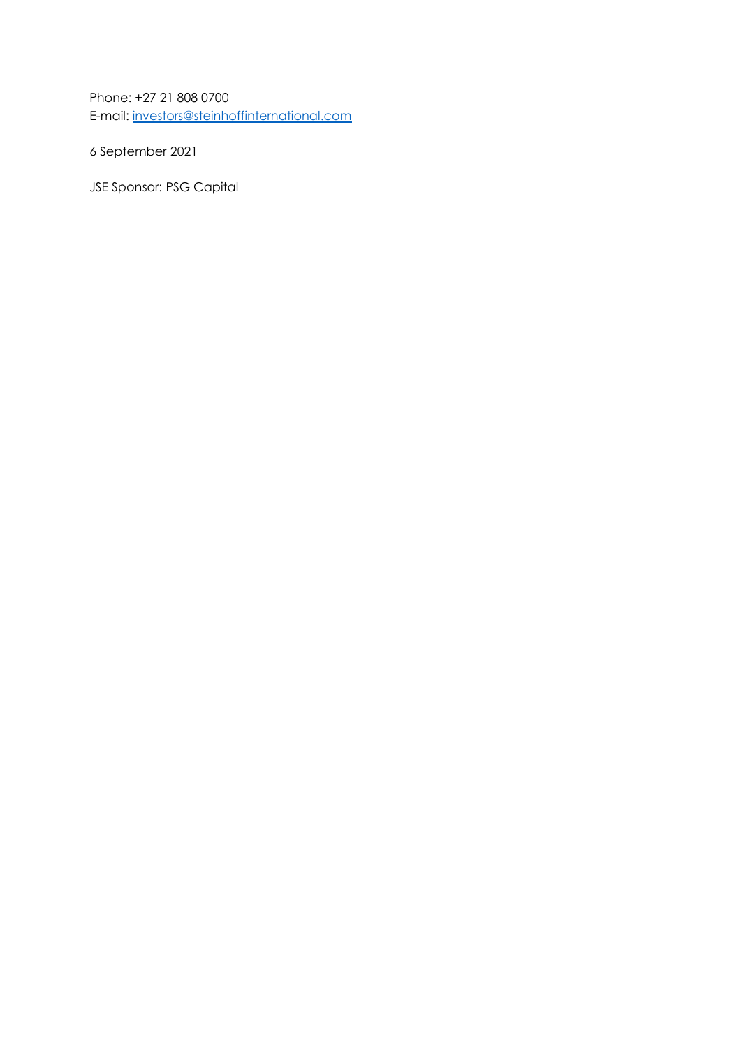Phone: +27 21 808 0700
E-mail: investors@steinhoffinternational.com

6 September 2021

JSE Sponsor: PSG Capital